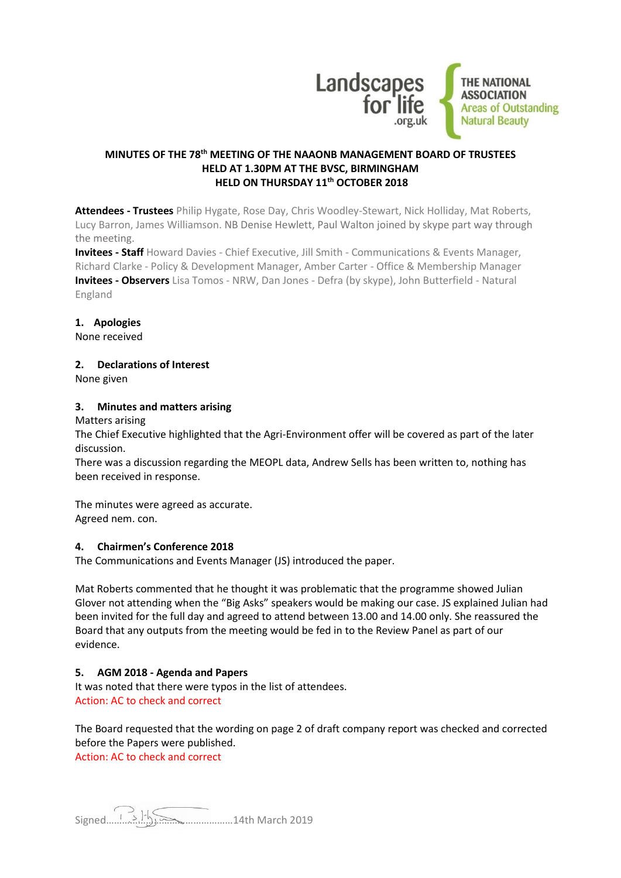Landscapes for life .org.uk

THE NATIONAL ASSOCIATION Areas of Outstanding Natural Beauty

**MINUTES OF THE 78th MEETING OF THE NAAONB MANAGEMENT BOARD OF TRUSTEES HELD AT 1.30PM AT THE BVSC, BIRMINGHAM HELD ON THURSDAY 11th OCTOBER 2018**

**Attendees - Trustees** Philip Hygate, Rose Day, Chris Woodley-Stewart, Nick Holliday, Mat Roberts, Lucy Barron, James Williamson. NB Denise Hewlett, Paul Walton joined by skype part way through the meeting.
**Invitees - Staff** Howard Davies - Chief Executive, Jill Smith - Communications & Events Manager, Richard Clarke - Policy & Development Manager, Amber Carter - Office & Membership Manager
**Invitees - Observers** Lisa Tomos - NRW, Dan Jones - Defra (by skype), John Butterfield - Natural England

## 1. Apologies

None received

## 2. Declarations of Interest

None given

## 3. Minutes and matters arising

Matters arising
The Chief Executive highlighted that the Agri-Environment offer will be covered as part of the later discussion.
There was a discussion regarding the MEOPL data, Andrew Sells has been written to, nothing has been received in response.

The minutes were agreed as accurate.
Agreed nem. con.

## 4. Chairmen's Conference 2018

The Communications and Events Manager (JS) introduced the paper.

Mat Roberts commented that he thought it was problematic that the programme showed Julian Glover not attending when the "Big Asks" speakers would be making our case. JS explained Julian had been invited for the full day and agreed to attend between 13.00 and 14.00 only. She reassured the Board that any outputs from the meeting would be fed in to the Review Panel as part of our evidence.

## 5. AGM 2018 - Agenda and Papers

It was noted that there were typos in the list of attendees.
Action: AC to check and correct

The Board requested that the wording on page 2 of draft company report was checked and corrected before the Papers were published.
Action: AC to check and correct

Signed.......................................14th March 2019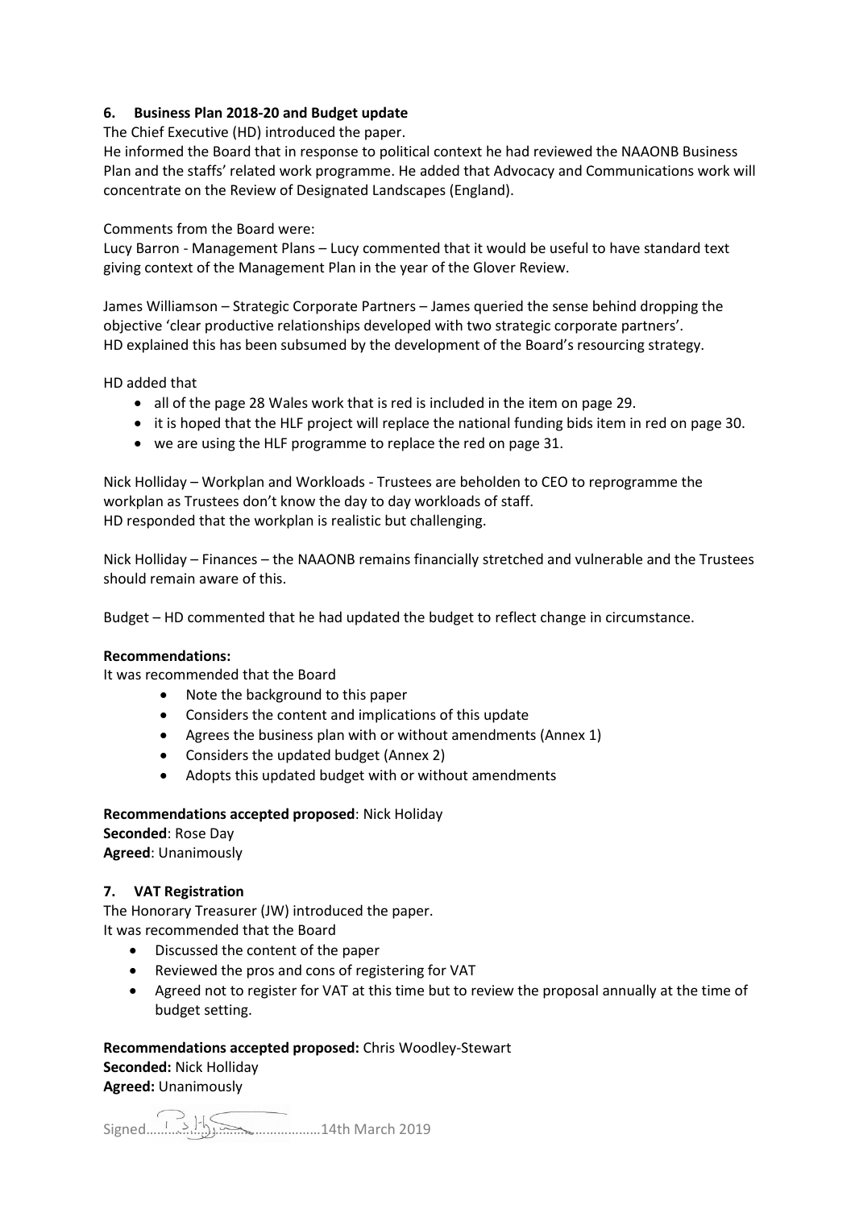## 6. Business Plan 2018-20 and Budget update

The Chief Executive (HD) introduced the paper.

He informed the Board that in response to political context he had reviewed the NAAONB Business Plan and the staffs' related work programme. He added that Advocacy and Communications work will concentrate on the Review of Designated Landscapes (England).

Comments from the Board were:

Lucy Barron - Management Plans – Lucy commented that it would be useful to have standard text giving context of the Management Plan in the year of the Glover Review.

James Williamson – Strategic Corporate Partners – James queried the sense behind dropping the objective 'clear productive relationships developed with two strategic corporate partners'. HD explained this has been subsumed by the development of the Board's resourcing strategy.

HD added that

- all of the page 28 Wales work that is red is included in the item on page 29.
- it is hoped that the HLF project will replace the national funding bids item in red on page 30.
- we are using the HLF programme to replace the red on page 31.

Nick Holliday – Workplan and Workloads - Trustees are beholden to CEO to reprogramme the workplan as Trustees don't know the day to day workloads of staff.
HD responded that the workplan is realistic but challenging.

Nick Holliday – Finances – the NAAONB remains financially stretched and vulnerable and the Trustees should remain aware of this.

Budget – HD commented that he had updated the budget to reflect change in circumstance.

**Recommendations:**

It was recommended that the Board

- Note the background to this paper
- Considers the content and implications of this update
- Agrees the business plan with or without amendments (Annex 1)
- Considers the updated budget (Annex 2)
- Adopts this updated budget with or without amendments

**Recommendations accepted proposed**: Nick Holiday
**Seconded**: Rose Day
**Agreed**: Unanimously

## 7. VAT Registration

The Honorary Treasurer (JW) introduced the paper.
It was recommended that the Board

- Discussed the content of the paper
- Reviewed the pros and cons of registering for VAT
- Agreed not to register for VAT at this time but to review the proposal annually at the time of budget setting.

**Recommendations accepted proposed:** Chris Woodley-Stewart
**Seconded:** Nick Holliday
**Agreed:** Unanimously

Signed……………………………………14th March 2019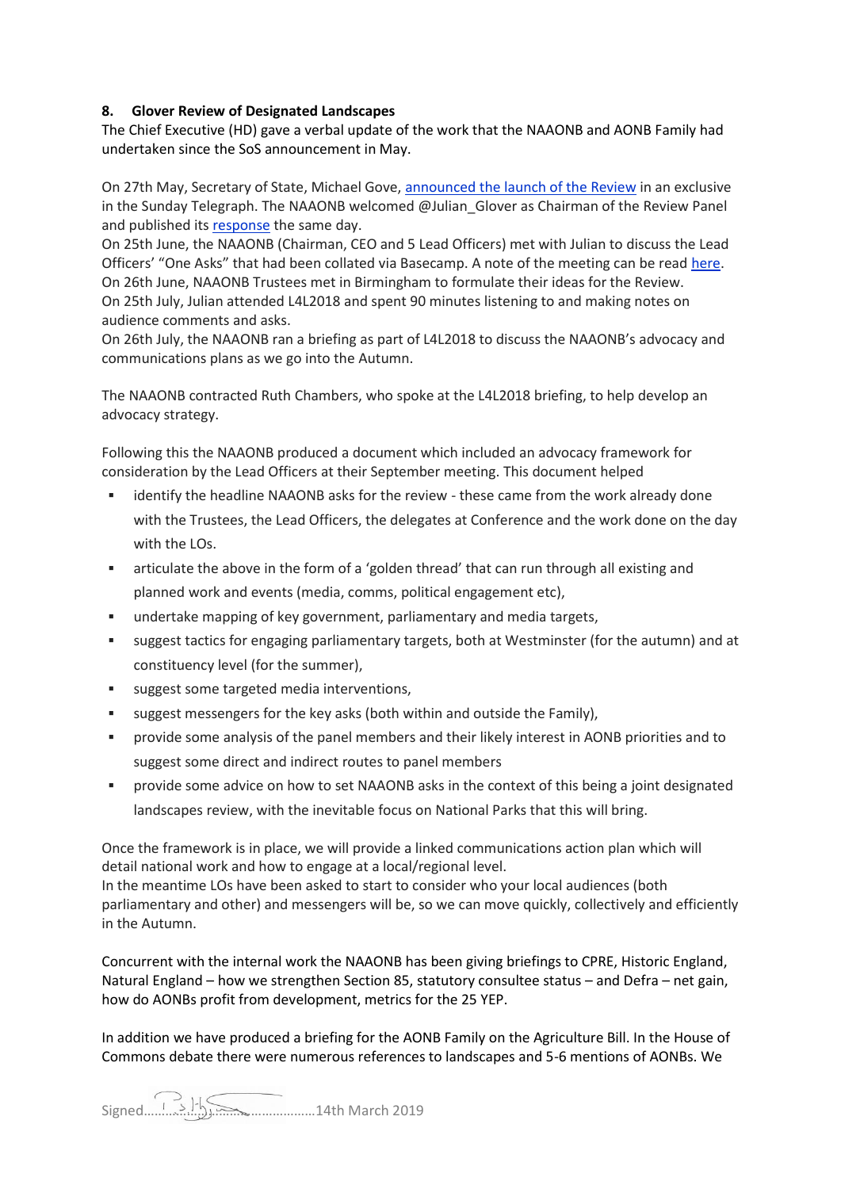## 8. Glover Review of Designated Landscapes

The Chief Executive (HD) gave a verbal update of the work that the NAAONB and AONB Family had undertaken since the SoS announcement in May.

On 27th May, Secretary of State, Michael Gove, announced the launch of the Review in an exclusive in the Sunday Telegraph. The NAAONB welcomed @Julian_Glover as Chairman of the Review Panel and published its response the same day.
On 25th June, the NAAONB (Chairman, CEO and 5 Lead Officers) met with Julian to discuss the Lead Officers' "One Asks" that had been collated via Basecamp. A note of the meeting can be read here.
On 26th June, NAAONB Trustees met in Birmingham to formulate their ideas for the Review.
On 25th July, Julian attended L4L2018 and spent 90 minutes listening to and making notes on audience comments and asks.
On 26th July, the NAAONB ran a briefing as part of L4L2018 to discuss the NAAONB's advocacy and communications plans as we go into the Autumn.

The NAAONB contracted Ruth Chambers, who spoke at the L4L2018 briefing, to help develop an advocacy strategy.

Following this the NAAONB produced a document which included an advocacy framework for consideration by the Lead Officers at their September meeting. This document helped

- identify the headline NAAONB asks for the review - these came from the work already done with the Trustees, the Lead Officers, the delegates at Conference and the work done on the day with the LOs.
- articulate the above in the form of a 'golden thread' that can run through all existing and planned work and events (media, comms, political engagement etc),
- undertake mapping of key government, parliamentary and media targets,
- suggest tactics for engaging parliamentary targets, both at Westminster (for the autumn) and at constituency level (for the summer),
- suggest some targeted media interventions,
- suggest messengers for the key asks (both within and outside the Family),
- provide some analysis of the panel members and their likely interest in AONB priorities and to suggest some direct and indirect routes to panel members
- provide some advice on how to set NAAONB asks in the context of this being a joint designated landscapes review, with the inevitable focus on National Parks that this will bring.

Once the framework is in place, we will provide a linked communications action plan which will detail national work and how to engage at a local/regional level.
In the meantime LOs have been asked to start to consider who your local audiences (both parliamentary and other) and messengers will be, so we can move quickly, collectively and efficiently in the Autumn.

Concurrent with the internal work the NAAONB has been giving briefings to CPRE, Historic England, Natural England – how we strengthen Section 85, statutory consultee status – and Defra – net gain, how do AONBs profit from development, metrics for the 25 YEP.

In addition we have produced a briefing for the AONB Family on the Agriculture Bill. In the House of Commons debate there were numerous references to landscapes and 5-6 mentions of AONBs. We

Signed……………………………………14th March 2019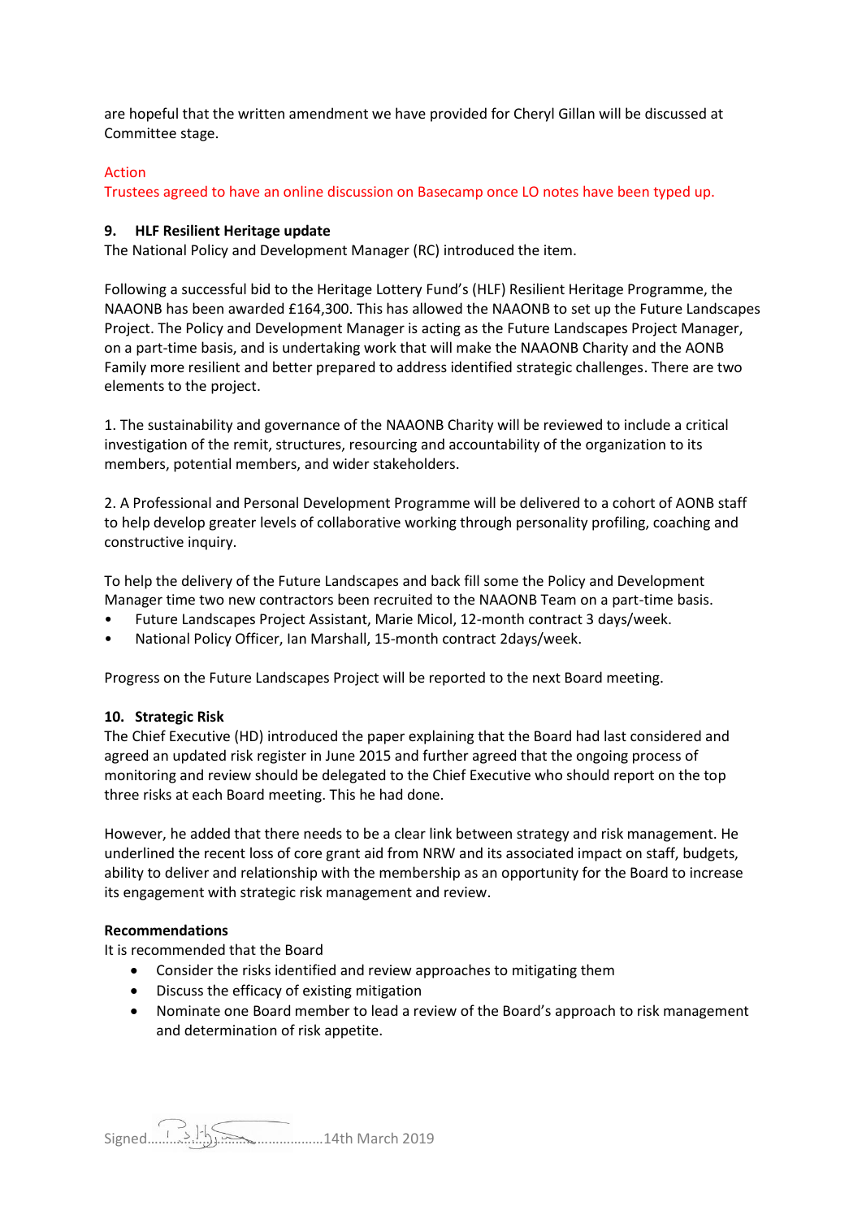are hopeful that the written amendment we have provided for Cheryl Gillan will be discussed at Committee stage.

Action
Trustees agreed to have an online discussion on Basecamp once LO notes have been typed up.

**9. HLF Resilient Heritage update**
The National Policy and Development Manager (RC) introduced the item.

Following a successful bid to the Heritage Lottery Fund's (HLF) Resilient Heritage Programme, the NAAONB has been awarded £164,300. This has allowed the NAAONB to set up the Future Landscapes Project. The Policy and Development Manager is acting as the Future Landscapes Project Manager, on a part-time basis, and is undertaking work that will make the NAAONB Charity and the AONB Family more resilient and better prepared to address identified strategic challenges. There are two elements to the project.

1. The sustainability and governance of the NAAONB Charity will be reviewed to include a critical investigation of the remit, structures, resourcing and accountability of the organization to its members, potential members, and wider stakeholders.

2. A Professional and Personal Development Programme will be delivered to a cohort of AONB staff to help develop greater levels of collaborative working through personality profiling, coaching and constructive inquiry.

To help the delivery of the Future Landscapes and back fill some the Policy and Development Manager time two new contractors been recruited to the NAAONB Team on a part-time basis.
- Future Landscapes Project Assistant, Marie Micol, 12-month contract 3 days/week.
- National Policy Officer, Ian Marshall, 15-month contract 2days/week.

Progress on the Future Landscapes Project will be reported to the next Board meeting.

**10. Strategic Risk**
The Chief Executive (HD) introduced the paper explaining that the Board had last considered and agreed an updated risk register in June 2015 and further agreed that the ongoing process of monitoring and review should be delegated to the Chief Executive who should report on the top three risks at each Board meeting. This he had done.

However, he added that there needs to be a clear link between strategy and risk management. He underlined the recent loss of core grant aid from NRW and its associated impact on staff, budgets, ability to deliver and relationship with the membership as an opportunity for the Board to increase its engagement with strategic risk management and review.

**Recommendations**
It is recommended that the Board
- Consider the risks identified and review approaches to mitigating them
- Discuss the efficacy of existing mitigation
- Nominate one Board member to lead a review of the Board's approach to risk management and determination of risk appetite.

Signed…………………………………………14th March 2019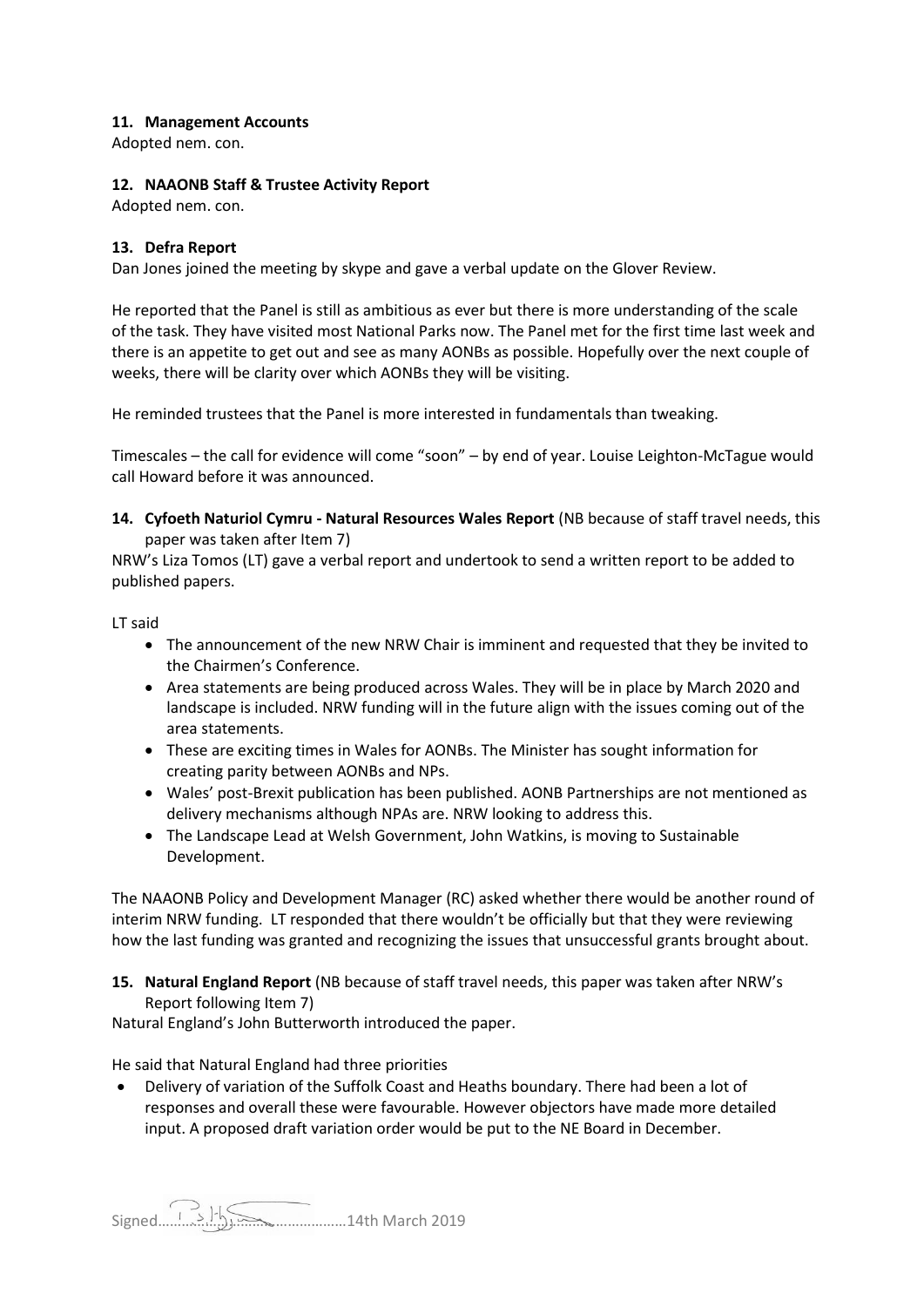### 11. Management Accounts

Adopted nem. con.

### 12. NAAONB Staff & Trustee Activity Report

Adopted nem. con.

### 13. Defra Report

Dan Jones joined the meeting by skype and gave a verbal update on the Glover Review.

He reported that the Panel is still as ambitious as ever but there is more understanding of the scale of the task. They have visited most National Parks now. The Panel met for the first time last week and there is an appetite to get out and see as many AONBs as possible. Hopefully over the next couple of weeks, there will be clarity over which AONBs they will be visiting.

He reminded trustees that the Panel is more interested in fundamentals than tweaking.

Timescales – the call for evidence will come "soon" – by end of year. Louise Leighton-McTague would call Howard before it was announced.

### 14. Cyfoeth Naturiol Cymru - Natural Resources Wales Report (NB because of staff travel needs, this paper was taken after Item 7)

NRW's Liza Tomos (LT) gave a verbal report and undertook to send a written report to be added to published papers.

LT said

- The announcement of the new NRW Chair is imminent and requested that they be invited to the Chairmen's Conference.
- Area statements are being produced across Wales. They will be in place by March 2020 and landscape is included. NRW funding will in the future align with the issues coming out of the area statements.
- These are exciting times in Wales for AONBs. The Minister has sought information for creating parity between AONBs and NPs.
- Wales' post-Brexit publication has been published. AONB Partnerships are not mentioned as delivery mechanisms although NPAs are. NRW looking to address this.
- The Landscape Lead at Welsh Government, John Watkins, is moving to Sustainable Development.

The NAAONB Policy and Development Manager (RC) asked whether there would be another round of interim NRW funding. LT responded that there wouldn't be officially but that they were reviewing how the last funding was granted and recognizing the issues that unsuccessful grants brought about.

### 15. Natural England Report (NB because of staff travel needs, this paper was taken after NRW's Report following Item 7)

Natural England's John Butterworth introduced the paper.

He said that Natural England had three priorities

- Delivery of variation of the Suffolk Coast and Heaths boundary. There had been a lot of responses and overall these were favourable. However objectors have made more detailed input. A proposed draft variation order would be put to the NE Board in December.

Signed……………………………………14th March 2019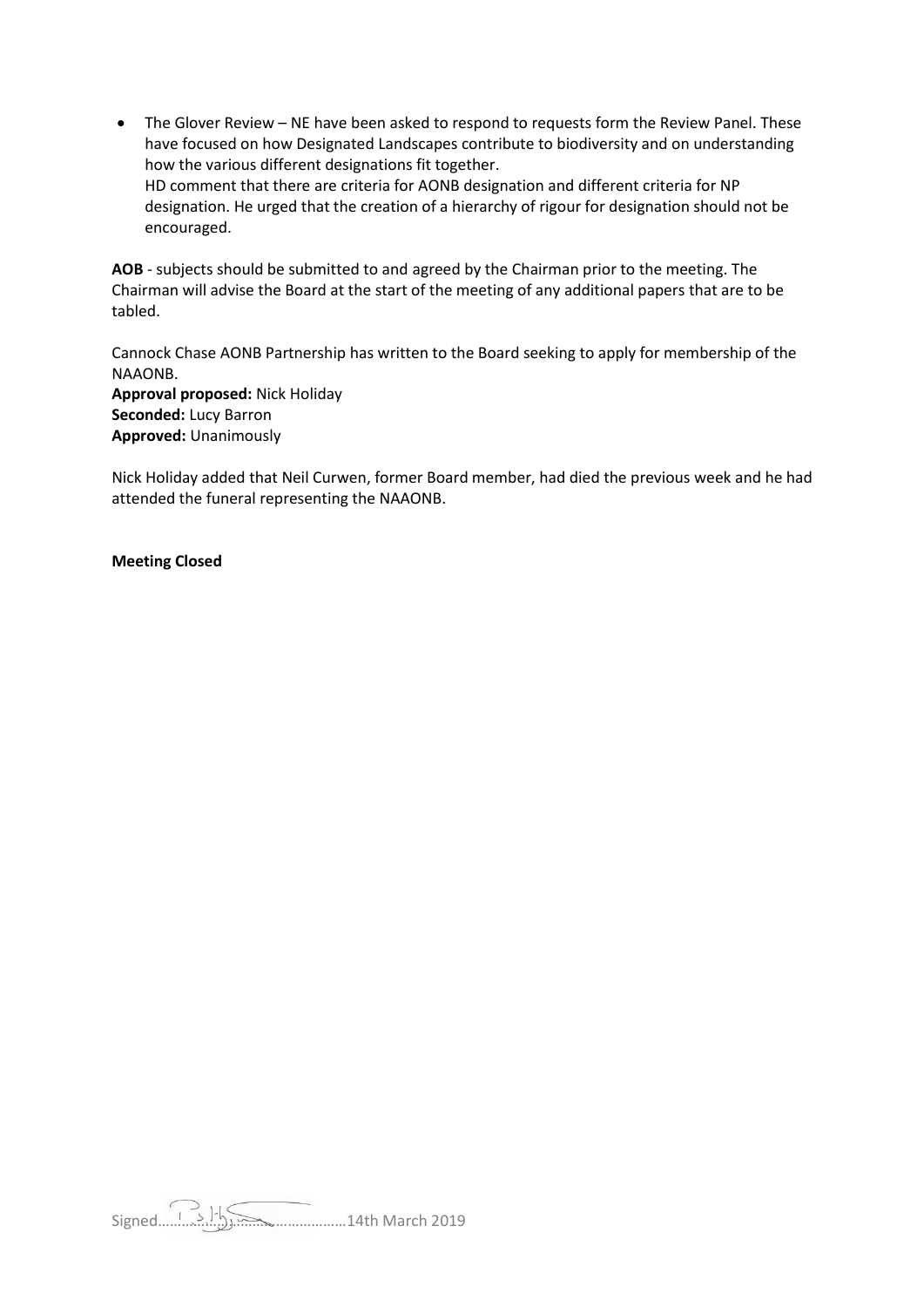- The Glover Review – NE have been asked to respond to requests form the Review Panel. These have focused on how Designated Landscapes contribute to biodiversity and on understanding how the various different designations fit together.
  HD comment that there are criteria for AONB designation and different criteria for NP designation. He urged that the creation of a hierarchy of rigour for designation should not be encouraged.

**AOB** - subjects should be submitted to and agreed by the Chairman prior to the meeting. The Chairman will advise the Board at the start of the meeting of any additional papers that are to be tabled.

Cannock Chase AONB Partnership has written to the Board seeking to apply for membership of the NAAONB.
**Approval proposed:** Nick Holiday
**Seconded:** Lucy Barron
**Approved:** Unanimously

Nick Holiday added that Neil Curwen, former Board member, had died the previous week and he had attended the funeral representing the NAAONB.

**Meeting Closed**

Signed……………………………………14th March 2019